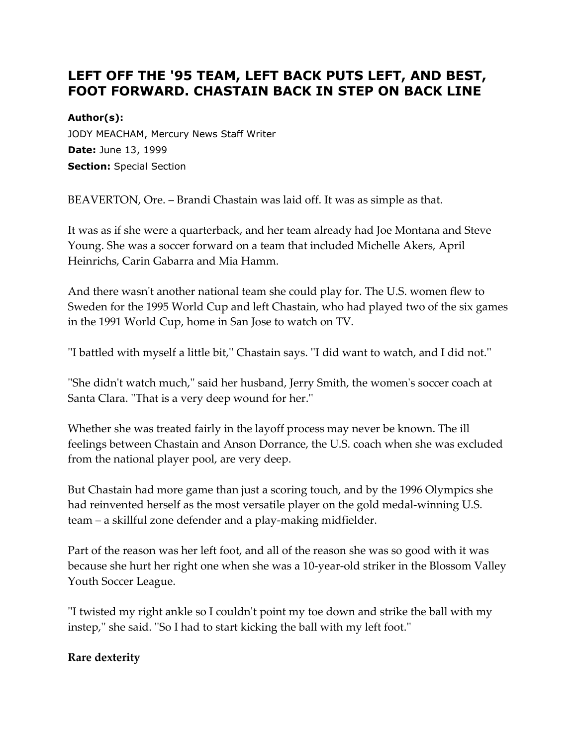# LEFT OFF THE '95 TEAM, LEFT BACK PUTS LEFT, AND BEST, FOOT FORWARD. CHASTAIN BACK IN STEP ON BACK LINE

**Author(s):**
JODY MEACHAM, Mercury News Staff Writer
**Date:** June 13, 1999
**Section:** Special Section

BEAVERTON, Ore. – Brandi Chastain was laid off. It was as simple as that.

It was as if she were a quarterback, and her team already had Joe Montana and Steve Young. She was a soccer forward on a team that included Michelle Akers, April Heinrichs, Carin Gabarra and Mia Hamm.

And there wasn't another national team she could play for. The U.S. women flew to Sweden for the 1995 World Cup and left Chastain, who had played two of the six games in the 1991 World Cup, home in San Jose to watch on TV.

''I battled with myself a little bit,'' Chastain says. ''I did want to watch, and I did not.''

''She didn't watch much,'' said her husband, Jerry Smith, the women's soccer coach at Santa Clara. ''That is a very deep wound for her.''

Whether she was treated fairly in the layoff process may never be known. The ill feelings between Chastain and Anson Dorrance, the U.S. coach when she was excluded from the national player pool, are very deep.

But Chastain had more game than just a scoring touch, and by the 1996 Olympics she had reinvented herself as the most versatile player on the gold medal-winning U.S. team – a skillful zone defender and a play-making midfielder.

Part of the reason was her left foot, and all of the reason she was so good with it was because she hurt her right one when she was a 10-year-old striker in the Blossom Valley Youth Soccer League.

''I twisted my right ankle so I couldn't point my toe down and strike the ball with my instep,'' she said. ''So I had to start kicking the ball with my left foot.''

**Rare dexterity**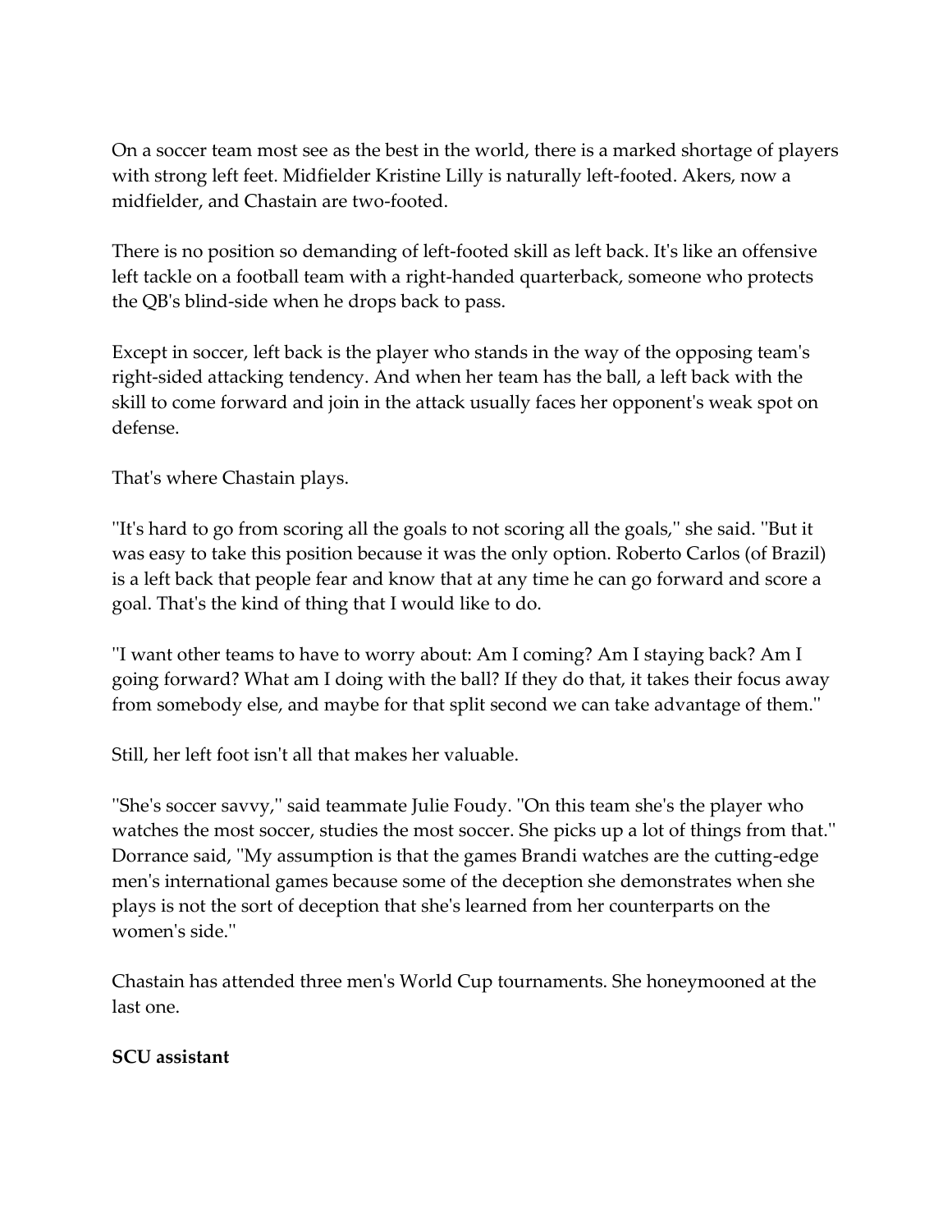On a soccer team most see as the best in the world, there is a marked shortage of players with strong left feet. Midfielder Kristine Lilly is naturally left-footed. Akers, now a midfielder, and Chastain are two-footed.

There is no position so demanding of left-footed skill as left back. It's like an offensive left tackle on a football team with a right-handed quarterback, someone who protects the QB's blind-side when he drops back to pass.

Except in soccer, left back is the player who stands in the way of the opposing team's right-sided attacking tendency. And when her team has the ball, a left back with the skill to come forward and join in the attack usually faces her opponent's weak spot on defense.

That's where Chastain plays.

''It's hard to go from scoring all the goals to not scoring all the goals,'' she said. ''But it was easy to take this position because it was the only option. Roberto Carlos (of Brazil) is a left back that people fear and know that at any time he can go forward and score a goal. That's the kind of thing that I would like to do.

''I want other teams to have to worry about: Am I coming? Am I staying back? Am I going forward? What am I doing with the ball? If they do that, it takes their focus away from somebody else, and maybe for that split second we can take advantage of them.''

Still, her left foot isn't all that makes her valuable.

''She's soccer savvy,'' said teammate Julie Foudy. ''On this team she's the player who watches the most soccer, studies the most soccer. She picks up a lot of things from that.'' Dorrance said, ''My assumption is that the games Brandi watches are the cutting-edge men's international games because some of the deception she demonstrates when she plays is not the sort of deception that she's learned from her counterparts on the women's side.''

Chastain has attended three men's World Cup tournaments. She honeymooned at the last one.

**SCU assistant**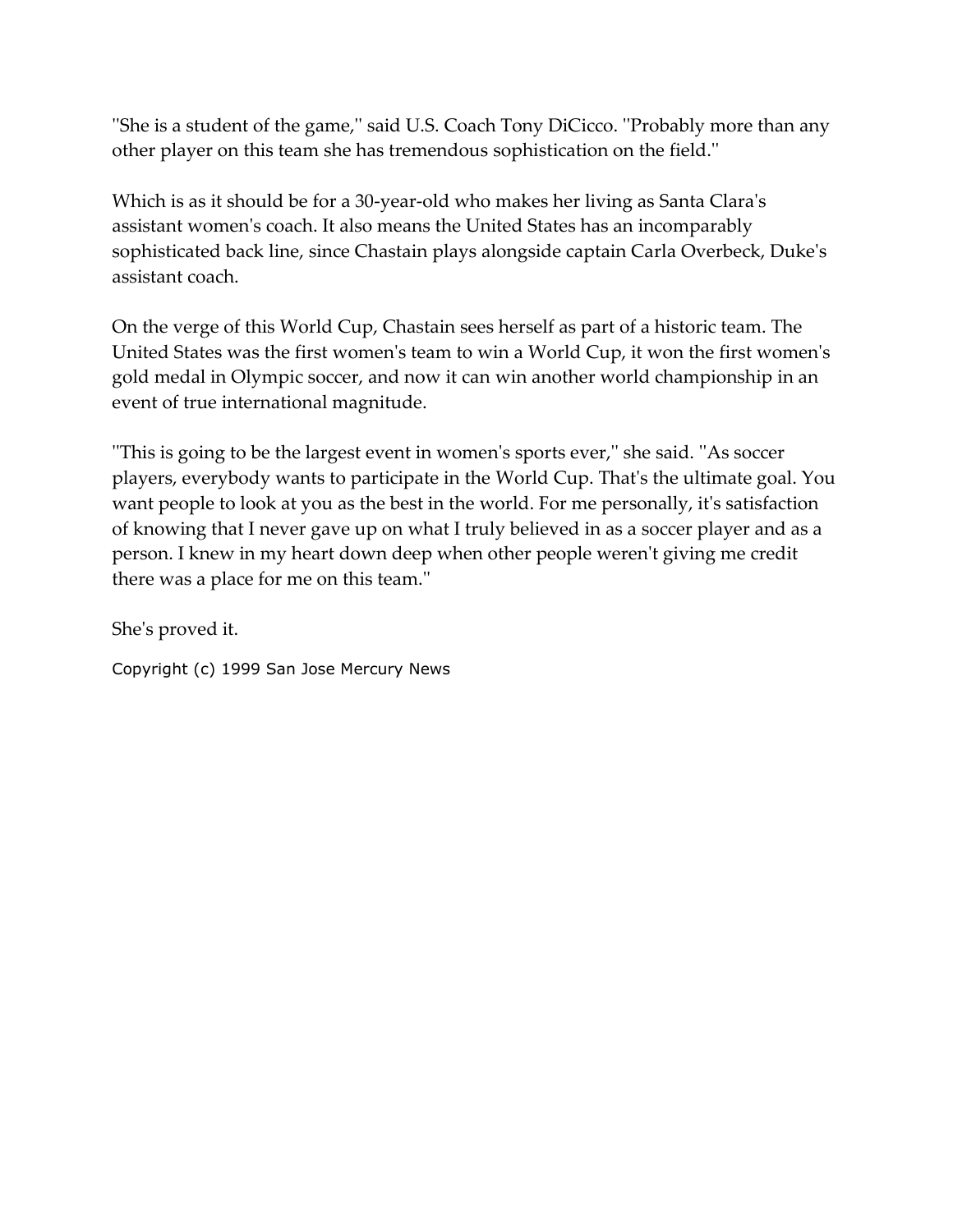''She is a student of the game,'' said U.S. Coach Tony DiCicco. ''Probably more than any other player on this team she has tremendous sophistication on the field.''

Which is as it should be for a 30-year-old who makes her living as Santa Clara's assistant women's coach. It also means the United States has an incomparably sophisticated back line, since Chastain plays alongside captain Carla Overbeck, Duke's assistant coach.

On the verge of this World Cup, Chastain sees herself as part of a historic team. The United States was the first women's team to win a World Cup, it won the first women's gold medal in Olympic soccer, and now it can win another world championship in an event of true international magnitude.

''This is going to be the largest event in women's sports ever,'' she said. ''As soccer players, everybody wants to participate in the World Cup. That's the ultimate goal. You want people to look at you as the best in the world. For me personally, it's satisfaction of knowing that I never gave up on what I truly believed in as a soccer player and as a person. I knew in my heart down deep when other people weren't giving me credit there was a place for me on this team.''

She's proved it.

Copyright (c) 1999 San Jose Mercury News